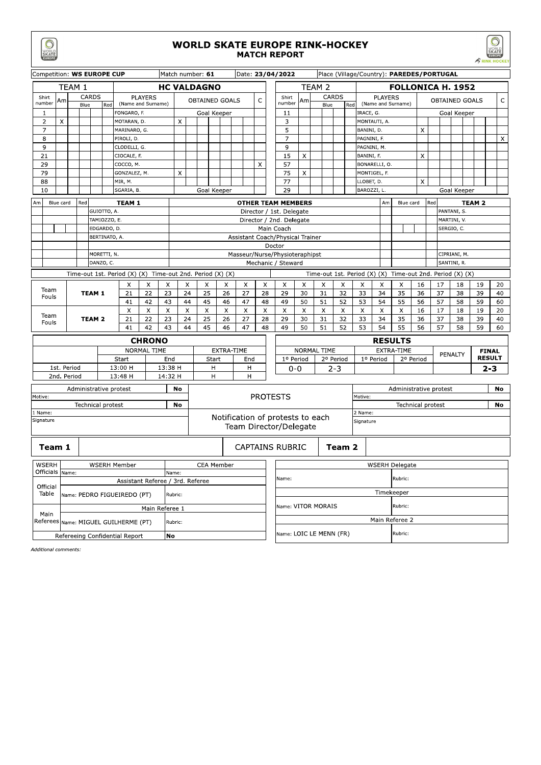# WORLD SKATE EUROPE RINK-HOCKEY
## MATCH REPORT

| Competition: **WS EUROPE CUP** | Match number: **61** | Date: **23/04/2022** | Place (Village/Country): **PAREDES/PORTUGAL** |
|---|---|---|---|

### TEAM 1 — HC VALDAGNO

| Shirt number | Am | Blue | Blue | Red | Players (Name and Surname) | Obtained Goals | C |
|---|---|---|---|---|---|---|---|
| 1 | | | | | FONGARO, F. | Goal Keeper | |
| 2 | X | | | | MOTARAN, D. | X | |
| 7 | | | | | MARINARO, G. | | |
| 8 | | | | | PIROLI, D. | | |
| 9 | | | | | CLODELLI, G. | | |
| 21 | | | | | CIOCALE, F. | | |
| 29 | | | | | COCCO, M. | | X |
| 79 | | | | | GONZALEZ, M. | X | |
| 88 | | | | | MIR, M. | | |
| 10 | | | | | SGARIA, B. | Goal Keeper | |

### TEAM 2 — FOLLONICA H. 1952

| Shirt number | Am | Blue | Blue | Red | Players (Name and Surname) | Obtained Goals | C |
|---|---|---|---|---|---|---|---|
| 11 | | | | | IRACE, G. | Goal Keeper | |
| 3 | | | | | MONTAUTI, A. | | |
| 5 | | | | | BANINI, D. | X | |
| 7 | | | | | PAGNINI, F. | | X |
| 9 | | | | | PAGNINI, M. | | |
| 15 | X | | | | BANINI, F. | X | |
| 57 | | | | | BONARELLI, O. | | |
| 75 | X | | | | MONTIGEL, F. | | |
| 77 | | | | | LLOBET, D. | X | |
| 29 | | | | | BAROZZI, L. | Goal Keeper | |

### OTHER TEAM MEMBERS

| Team 1 | Role | Team 2 |
|---|---|---|
| GUIOTTO, A. | Director / 1st. Delegate | PANTANI, S. |
| TAMIOZZO, E. | Director / 2nd. Delegate | MARTINI, V. |
| EDGARDO, D. | Main Coach | SERGIO, C. |
| BERTINATO, A. | Assistant Coach/Physical Trainer | |
| | Doctor | |
| MORETTI, N. | Masseur/Nurse/Physioterapihpst | CIPRIANI, M. |
| DANZO, C. | Mechanic / Steward | SANTINI, R. |

Team 1: Time-out 1st. Period (X) (X) Time-out 2nd. Period (X) (X)

Team 2: Time-out 1st. Period (X) (X) Time-out 2nd. Period (X) (X)

### Team Fouls

| | | | | | | | | | | | | | | | | | | | | | |
|---|---|---|---|---|---|---|---|---|---|---|---|---|---|---|---|---|---|---|---|---|---|
| Team Fouls | TEAM 1 | X | X | X | X | X | X | X | X | X | X | X | X | X | X | X | 16 | 17 | 18 | 19 | 20 |
| | | 21 | 22 | 23 | 24 | 25 | 26 | 27 | 28 | 29 | 30 | 31 | 32 | 33 | 34 | 35 | 36 | 37 | 38 | 39 | 40 |
| | | 41 | 42 | 43 | 44 | 45 | 46 | 47 | 48 | 49 | 50 | 51 | 52 | 53 | 54 | 55 | 56 | 57 | 58 | 59 | 60 |
| Team Fouls | TEAM 2 | X | X | X | X | X | X | X | X | X | X | X | X | X | X | X | 16 | 17 | 18 | 19 | 20 |
| | | 21 | 22 | 23 | 24 | 25 | 26 | 27 | 28 | 29 | 30 | 31 | 32 | 33 | 34 | 35 | 36 | 37 | 38 | 39 | 40 |
| | | 41 | 42 | 43 | 44 | 45 | 46 | 47 | 48 | 49 | 50 | 51 | 52 | 53 | 54 | 55 | 56 | 57 | 58 | 59 | 60 |

### CHRONO

| | Normal Time Start | Normal Time End | Extra-Time Start | Extra-Time End |
|---|---|---|---|---|
| 1st. Period | 13:00 H | 13:38 H | H | H |
| 2nd. Period | 13:48 H | 14:32 H | H | H |

### RESULTS

| Normal Time 1º Period | Normal Time 2º Period | Extra-Time 1º Period | Extra-Time 2º Period | Penalty | Final Result |
|---|---|---|---|---|---|
| 0-0 | 2-3 | | | | **2-3** |

### PROTESTS

| Team 1 | | Team 2 | |
|---|---|---|---|
| Administrative protest | **No** | Administrative protest | **No** |
| Motive: | | Motive: | |
| Technical protest | **No** | Technical protest | **No** |
| 1 Name: | | 2 Name: | |
| Signature | | Signature | |

Notification of protests to each Team Director/Delegate

**Team 1** — CAPTAINS RUBRIC — **Team 2**

### WSERH Officials

| | | |
|---|---|---|
| WSERH Member | Name: | |
| CEA Member | Name: | |
| Official Table — Assistant Referee / 3rd. Referee | Name: PEDRO FIGUEIREDO (PT) | Rubric: |
| Main Referees — Main Referee 1 | Name: MIGUEL GUILHERME (PT) | Rubric: |
| Refereeing Confidential Report | No | |
| WSERH Delegate | Name: | Rubric: |
| Timekeeper | Name: VITOR MORAIS | Rubric: |
| Main Referee 2 | Name: LOIC LE MENN (FR) | Rubric: |

*Additional comments:*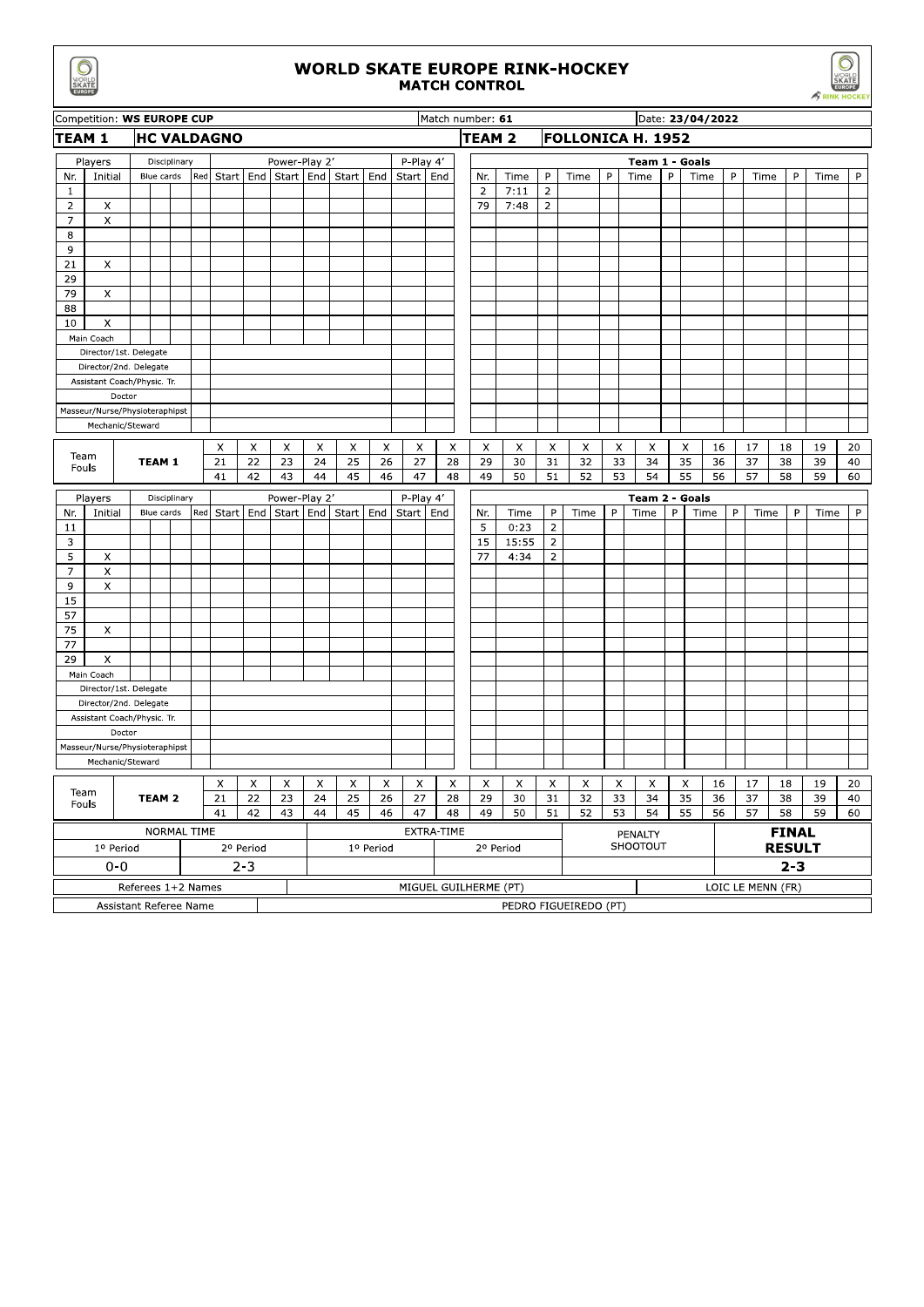# WORLD SKATE EUROPE RINK-HOCKEY

## MATCH CONTROL

Competition: **WS EUROPE CUP** | Match number: **61** | Date: **23/04/2022**

**TEAM 1** **HC VALDAGNO** | **TEAM 2** **FOLLONICA H. 1952**

| Players Nr. | Initial | Blue cards | | | Red | Power-Play 2' Start | End | Start | End | Start | End | P-Play 4' Start | End |
|---|---|---|---|---|---|---|---|---|---|---|---|---|---|
| 1 | | | | | | | | | | | | | |
| 2 | X | | | | | | | | | | | | |
| 7 | X | | | | | | | | | | | | |
| 8 | | | | | | | | | | | | | |
| 9 | | | | | | | | | | | | | |
| 21 | X | | | | | | | | | | | | |
| 29 | | | | | | | | | | | | | |
| 79 | X | | | | | | | | | | | | |
| 88 | | | | | | | | | | | | | |
| 10 | X | | | | | | | | | | | | |
| Main Coach | | | | | | | | | | | | | |
| Director/1st. Delegate | | | | | | | | | | | | | |
| Director/2nd. Delegate | | | | | | | | | | | | | |
| Assistant Coach/Physic. Tr. | | | | | | | | | | | | | |
| Doctor | | | | | | | | | | | | | |
| Masseur/Nurse/Physioteraphipst | | | | | | | | | | | | | |
| Mechanic/Steward | | | | | | | | | | | | | |

**Team 1 - Goals**

| Nr. | Time | P | Time | P | Time | P | Time | P | Time | P | Time | P |
|---|---|---|---|---|---|---|---|---|---|---|---|---|
| 2 | 7:11 | 2 | | | | | | | | | | |
| 79 | 7:48 | 2 | | | | | | | | | | |

**Team Fouls – TEAM 1**

| | | | | | | | | | | | | | | | | | | | |
|---|---|---|---|---|---|---|---|---|---|---|---|---|---|---|---|---|---|---|---|
| X | X | X | X | X | X | X | X | X | X | X | X | X | X | X | 16 | 17 | 18 | 19 | 20 |
| 21 | 22 | 23 | 24 | 25 | 26 | 27 | 28 | 29 | 30 | 31 | 32 | 33 | 34 | 35 | 36 | 37 | 38 | 39 | 40 |
| 41 | 42 | 43 | 44 | 45 | 46 | 47 | 48 | 49 | 50 | 51 | 52 | 53 | 54 | 55 | 56 | 57 | 58 | 59 | 60 |

| Players Nr. | Initial | Blue cards | | | Red | Power-Play 2' Start | End | Start | End | Start | End | P-Play 4' Start | End |
|---|---|---|---|---|---|---|---|---|---|---|---|---|---|
| 11 | | | | | | | | | | | | | |
| 3 | | | | | | | | | | | | | |
| 5 | X | | | | | | | | | | | | |
| 7 | X | | | | | | | | | | | | |
| 9 | X | | | | | | | | | | | | |
| 15 | | | | | | | | | | | | | |
| 57 | | | | | | | | | | | | | |
| 75 | X | | | | | | | | | | | | |
| 77 | | | | | | | | | | | | | |
| 29 | X | | | | | | | | | | | | |
| Main Coach | | | | | | | | | | | | | |
| Director/1st. Delegate | | | | | | | | | | | | | |
| Director/2nd. Delegate | | | | | | | | | | | | | |
| Assistant Coach/Physic. Tr. | | | | | | | | | | | | | |
| Doctor | | | | | | | | | | | | | |
| Masseur/Nurse/Physioteraphipst | | | | | | | | | | | | | |
| Mechanic/Steward | | | | | | | | | | | | | |

**Team 2 - Goals**

| Nr. | Time | P | Time | P | Time | P | Time | P | Time | P | Time | P |
|---|---|---|---|---|---|---|---|---|---|---|---|---|
| 5 | 0:23 | 2 | | | | | | | | | | |
| 15 | 15:55 | 2 | | | | | | | | | | |
| 77 | 4:34 | 2 | | | | | | | | | | |

**Team Fouls – TEAM 2**

| | | | | | | | | | | | | | | | | | | | |
|---|---|---|---|---|---|---|---|---|---|---|---|---|---|---|---|---|---|---|---|
| X | X | X | X | X | X | X | X | X | X | X | X | X | X | X | 16 | 17 | 18 | 19 | 20 |
| 21 | 22 | 23 | 24 | 25 | 26 | 27 | 28 | 29 | 30 | 31 | 32 | 33 | 34 | 35 | 36 | 37 | 38 | 39 | 40 |
| 41 | 42 | 43 | 44 | 45 | 46 | 47 | 48 | 49 | 50 | 51 | 52 | 53 | 54 | 55 | 56 | 57 | 58 | 59 | 60 |

| NORMAL TIME 1º Period | NORMAL TIME 2º Period | EXTRA-TIME 1º Period | EXTRA-TIME 2º Period | PENALTY SHOOTOUT | **FINAL RESULT** |
|---|---|---|---|---|---|
| 0-0 | 2-3 | | | | **2-3** |

| Referees 1+2 Names | MIGUEL GUILHERME (PT) | LOIC LE MENN (FR) |
|---|---|---|
| Assistant Referee Name | PEDRO FIGUEIREDO (PT) | |